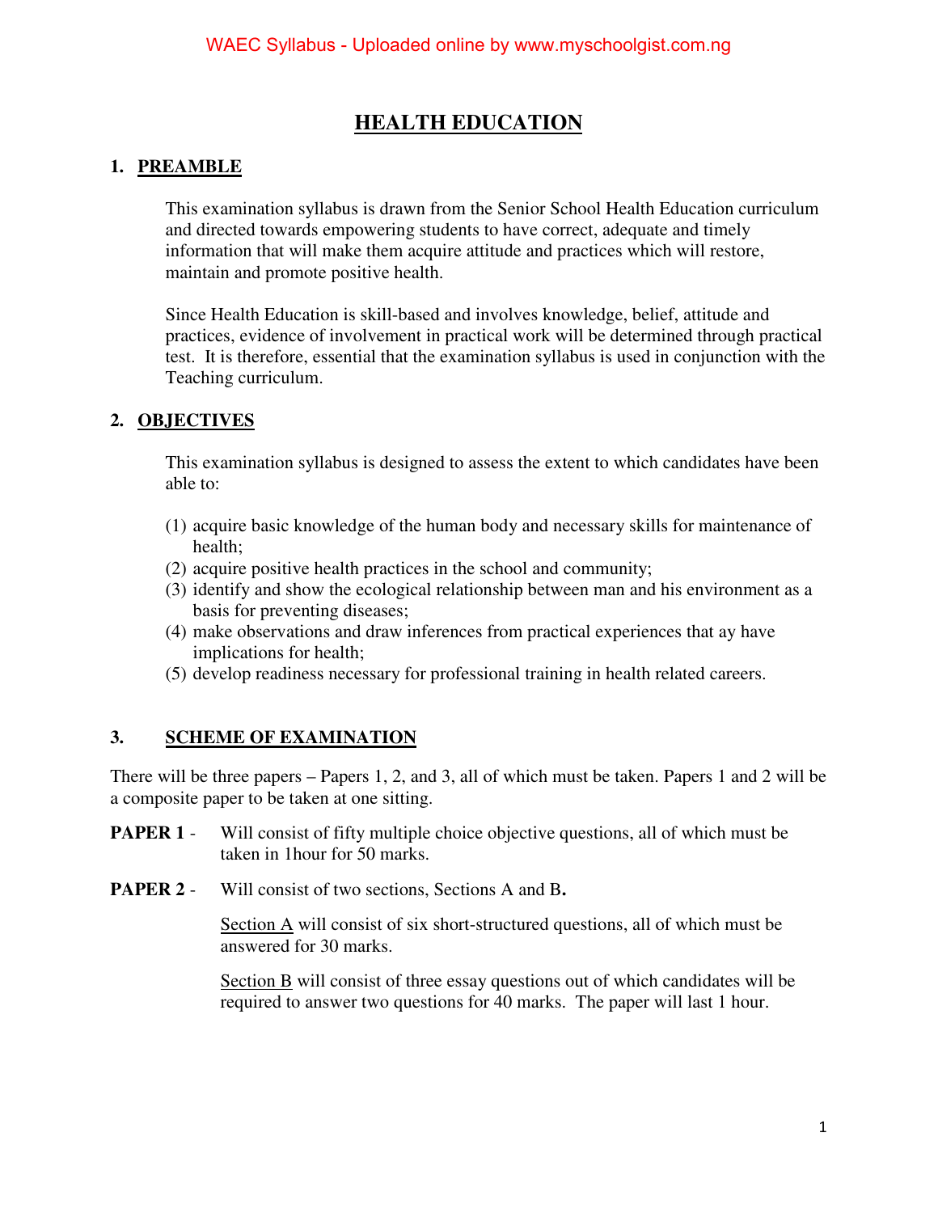# HEALTH EDUCATION

## 1. PREAMBLE

This examination syllabus is drawn from the Senior School Health Education curriculum and directed towards empowering students to have correct, adequate and timely information that will make them acquire attitude and practices which will restore, maintain and promote positive health.

Since Health Education is skill-based and involves knowledge, belief, attitude and practices, evidence of involvement in practical work will be determined through practical test. It is therefore, essential that the examination syllabus is used in conjunction with the Teaching curriculum.

## 2. OBJECTIVES

This examination syllabus is designed to assess the extent to which candidates have been able to:

(1) acquire basic knowledge of the human body and necessary skills for maintenance of health;
(2) acquire positive health practices in the school and community;
(3) identify and show the ecological relationship between man and his environment as a basis for preventing diseases;
(4) make observations and draw inferences from practical experiences that ay have implications for health;
(5) develop readiness necessary for professional training in health related careers.

## 3. SCHEME OF EXAMINATION

There will be three papers – Papers 1, 2, and 3, all of which must be taken. Papers 1 and 2 will be a composite paper to be taken at one sitting.

**PAPER 1** - Will consist of fifty multiple choice objective questions, all of which must be taken in 1hour for 50 marks.

**PAPER 2** - Will consist of two sections, Sections A and B.

Section A will consist of six short-structured questions, all of which must be answered for 30 marks.

Section B will consist of three essay questions out of which candidates will be required to answer two questions for 40 marks. The paper will last 1 hour.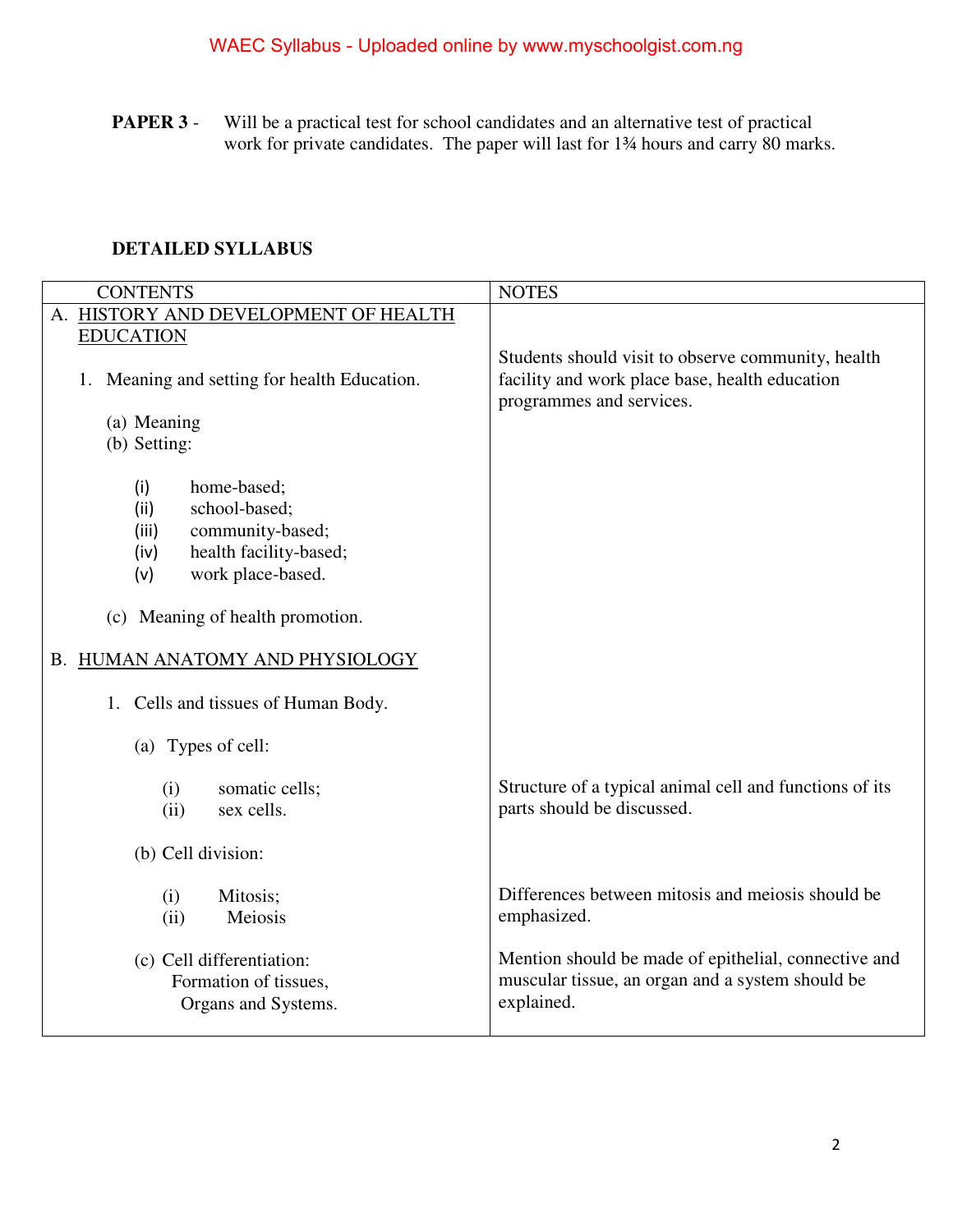**PAPER 3** - Will be a practical test for school candidates and an alternative test of practical work for private candidates. The paper will last for 1¾ hours and carry 80 marks.

**DETAILED SYLLABUS**

| CONTENTS | NOTES |
|---|---|
| A. <u>HISTORY AND DEVELOPMENT OF HEALTH EDUCATION</u> | |
| 1. Meaning and setting for health Education. | Students should visit to observe community, health facility and work place base, health education programmes and services. |
| (a) Meaning<br>(b) Setting:<br>(i) home-based;<br>(ii) school-based;<br>(iii) community-based;<br>(iv) health facility-based;<br>(v) work place-based. | |
| (c) Meaning of health promotion. | |
| B. <u>HUMAN ANATOMY AND PHYSIOLOGY</u> | |
| 1. Cells and tissues of Human Body. | |
| (a) Types of cell:<br>(i) somatic cells;<br>(ii) sex cells. | Structure of a typical animal cell and functions of its parts should be discussed. |
| (b) Cell division:<br>(i) Mitosis;<br>(ii) Meiosis | Differences between mitosis and meiosis should be emphasized. |
| (c) Cell differentiation: Formation of tissues, Organs and Systems. | Mention should be made of epithelial, connective and muscular tissue, an organ and a system should be explained. |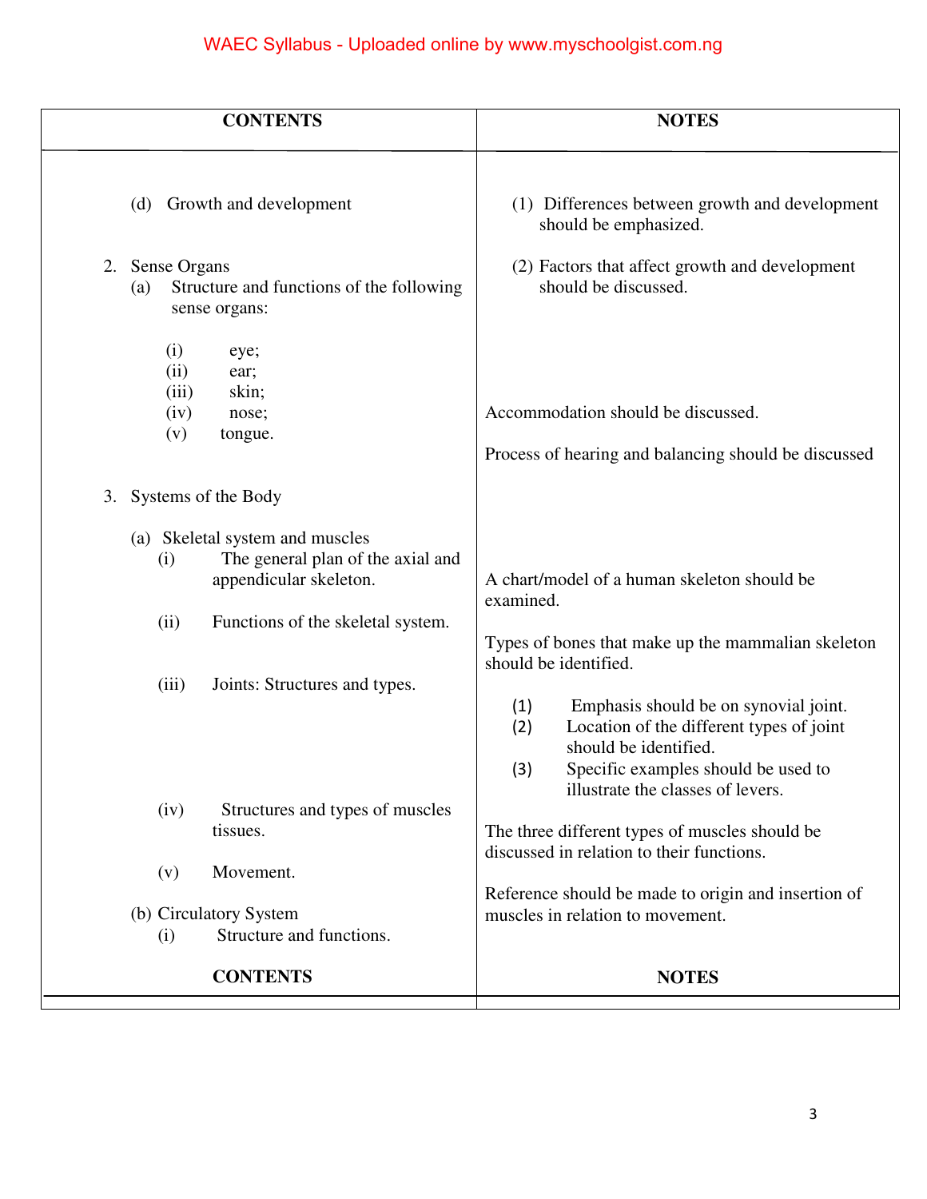| CONTENTS | NOTES |
|---|---|
| (d) Growth and development | (1) Differences between growth and development should be emphasized. |
| 2. Sense Organs<br>(a) Structure and functions of the following sense organs: | (2) Factors that affect growth and development should be discussed. |
| (i) eye;<br>(ii) ear;<br>(iii) skin;<br>(iv) nose;<br>(v) tongue. | Accommodation should be discussed.<br><br>Process of hearing and balancing should be discussed |
| 3. Systems of the Body | |
| (a) Skeletal system and muscles<br>(i) The general plan of the axial and appendicular skeleton. | A chart/model of a human skeleton should be examined. |
| (ii) Functions of the skeletal system. | Types of bones that make up the mammalian skeleton should be identified. |
| (iii) Joints: Structures and types. | (1) Emphasis should be on synovial joint.<br>(2) Location of the different types of joint should be identified.<br>(3) Specific examples should be used to illustrate the classes of levers. |
| (iv) Structures and types of muscles tissues. | The three different types of muscles should be discussed in relation to their functions. |
| (v) Movement. | Reference should be made to origin and insertion of muscles in relation to movement. |
| (b) Circulatory System<br>(i) Structure and functions. | |
| **CONTENTS** | **NOTES** |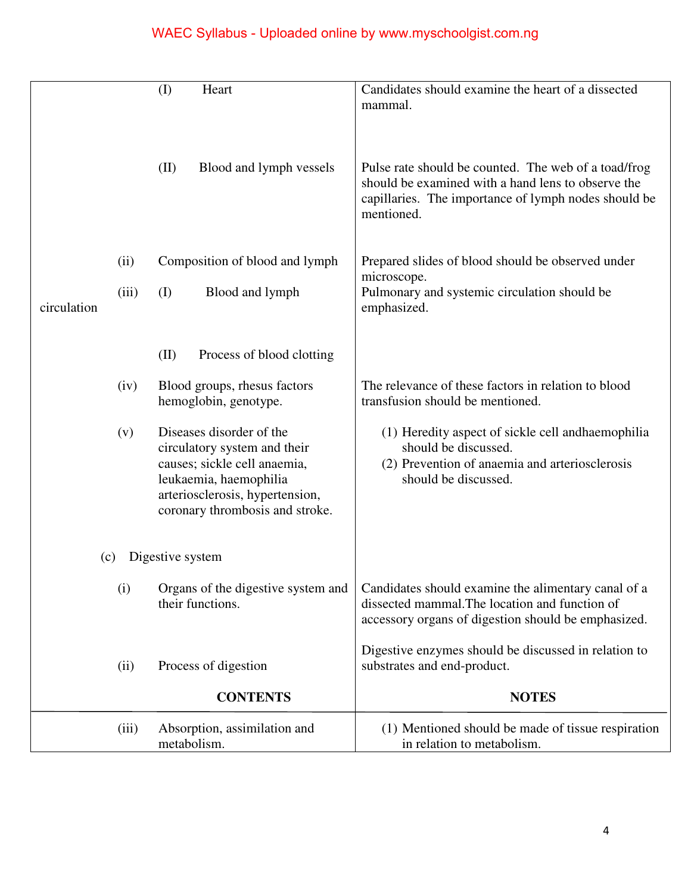| | |
|---|---|
| (I) Heart | Candidates should examine the heart of a dissected mammal. |
| (II) Blood and lymph vessels | Pulse rate should be counted. The web of a toad/frog should be examined with a hand lens to observe the capillaries. The importance of lymph nodes should be mentioned. |
| (ii) Composition of blood and lymph | Prepared slides of blood should be observed under microscope. |
| (iii) (I) Blood and lymph circulation | Pulmonary and systemic circulation should be emphasized. |
| (II) Process of blood clotting | |
| (iv) Blood groups, rhesus factors hemoglobin, genotype. | The relevance of these factors in relation to blood transfusion should be mentioned. |
| (v) Diseases disorder of the circulatory system and their causes; sickle cell anaemia, leukaemia, haemophilia arteriosclerosis, hypertension, coronary thrombosis and stroke. | (1) Heredity aspect of sickle cell andhaemophilia should be discussed.<br>(2) Prevention of anaemia and arteriosclerosis should be discussed. |
| (c) Digestive system | |
| (i) Organs of the digestive system and their functions. | Candidates should examine the alimentary canal of a dissected mammal.The location and function of accessory organs of digestion should be emphasized. |
| (ii) Process of digestion | Digestive enzymes should be discussed in relation to substrates and end-product. |

| CONTENTS | NOTES |
|---|---|
| (iii) Absorption, assimilation and metabolism. | (1) Mentioned should be made of tissue respiration in relation to metabolism. |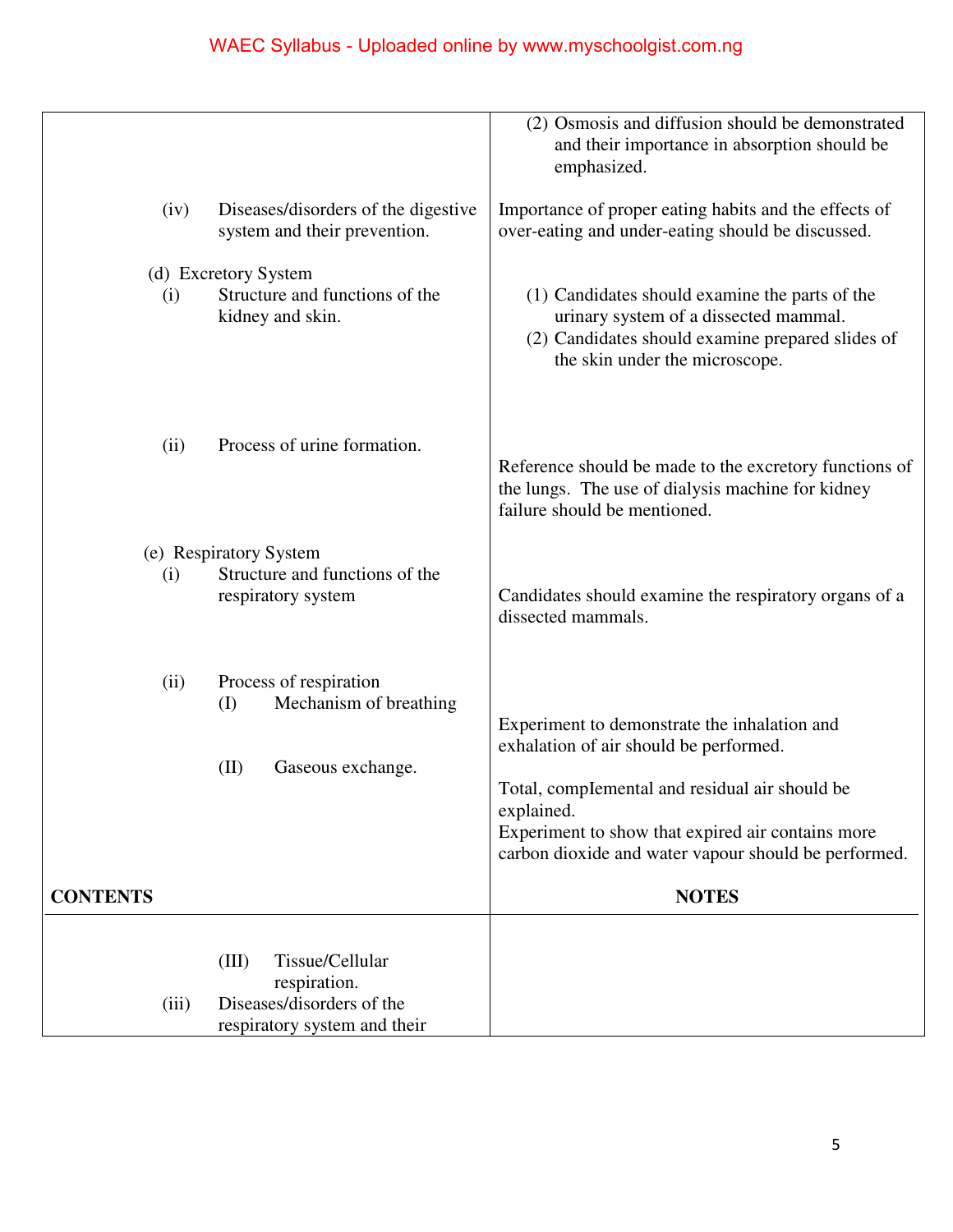| CONTENTS | NOTES |
| --- | --- |
| | (2) Osmosis and diffusion should be demonstrated and their importance in absorption should be emphasized. |
| (iv) Diseases/disorders of the digestive system and their prevention. | Importance of proper eating habits and the effects of over-eating and under-eating should be discussed. |
| (d) Excretory System<br>(i) Structure and functions of the kidney and skin. | (1) Candidates should examine the parts of the urinary system of a dissected mammal.<br>(2) Candidates should examine prepared slides of the skin under the microscope. |
| (ii) Process of urine formation. | Reference should be made to the excretory functions of the lungs. The use of dialysis machine for kidney failure should be mentioned. |
| (e) Respiratory System<br>(i) Structure and functions of the respiratory system | Candidates should examine the respiratory organs of a dissected mammals. |
| (ii) Process of respiration<br>(I) Mechanism of breathing | Experiment to demonstrate the inhalation and exhalation of air should be performed. |
| (II) Gaseous exchange. | Total, compIemental and residual air should be explained.<br>Experiment to show that expired air contains more carbon dioxide and water vapour should be performed. |

| CONTENTS | NOTES |
| --- | --- |
| (III) Tissue/Cellular respiration.<br>(iii) Diseases/disorders of the respiratory system and their | |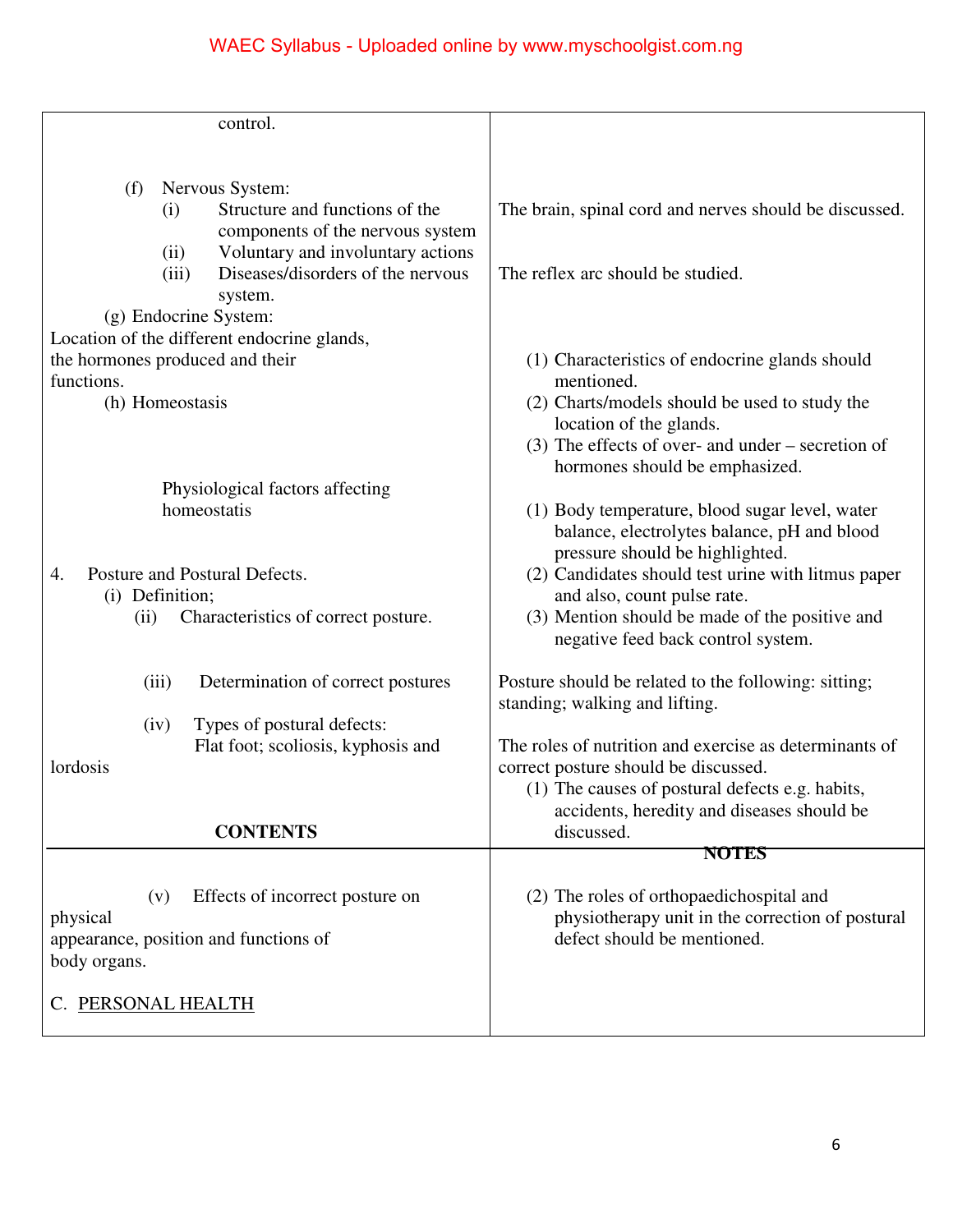| | |
|---|---|
| control. | |
| (f) Nervous System:<br>(i) Structure and functions of the components of the nervous system<br>(ii) Voluntary and involuntary actions<br>(iii) Diseases/disorders of the nervous system. | The brain, spinal cord and nerves should be discussed.<br><br>The reflex arc should be studied. |
| (g) Endocrine System:<br>Location of the different endocrine glands, the hormones produced and their functions. | (1) Characteristics of endocrine glands should mentioned.<br>(2) Charts/models should be used to study the location of the glands.<br>(3) The effects of over- and under – secretion of hormones should be emphasized. |
| (h) Homeostasis<br><br>Physiological factors affecting homeostatis | (1) Body temperature, blood sugar level, water balance, electrolytes balance, pH and blood pressure should be highlighted.<br>(2) Candidates should test urine with litmus paper and also, count pulse rate.<br>(3) Mention should be made of the positive and negative feed back control system. |
| 4. Posture and Postural Defects.<br>(i) Definition;<br>(ii) Characteristics of correct posture. | |
| (iii) Determination of correct postures | Posture should be related to the following: sitting; standing; walking and lifting. |
| (iv) Types of postural defects:<br>Flat foot; scoliosis, kyphosis and lordosis | The roles of nutrition and exercise as determinants of correct posture should be discussed.<br>(1) The causes of postural defects e.g. habits, accidents, heredity and diseases should be discussed. |

| CONTENTS | NOTES |
|---|---|
| (v) Effects of incorrect posture on physical appearance, position and functions of body organs. | (2) The roles of orthopaedichospital and physiotherapy unit in the correction of postural defect should be mentioned. |
| C. <u>PERSONAL HEALTH</u> | |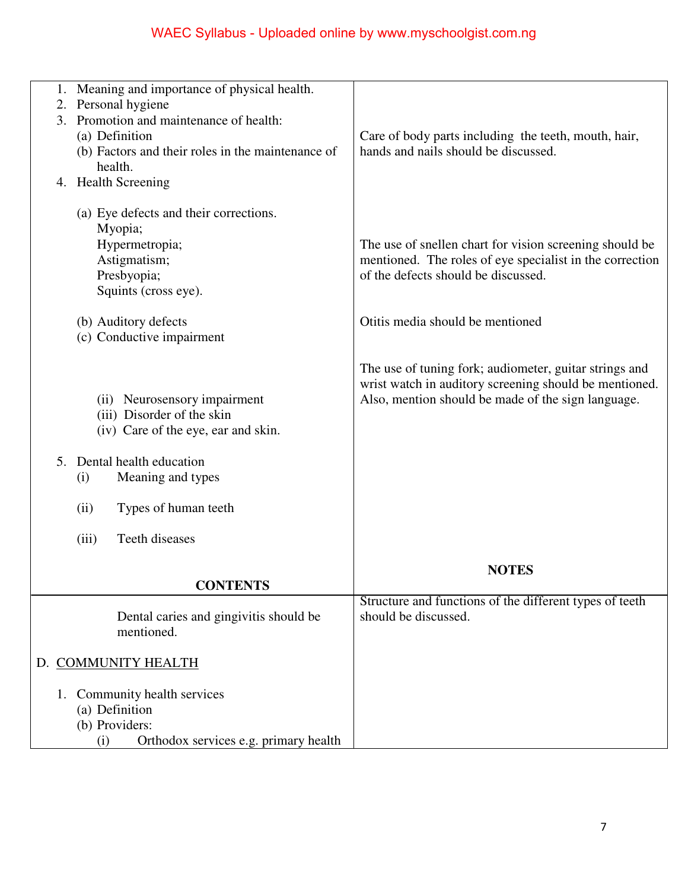| CONTENTS | NOTES |
|---|---|
| 1. Meaning and importance of physical health.<br>2. Personal hygiene<br>3. Promotion and maintenance of health:<br>(a) Definition<br>(b) Factors and their roles in the maintenance of health.<br>4. Health Screening | Care of body parts including the teeth, mouth, hair, hands and nails should be discussed. |
| (a) Eye defects and their corrections.<br>Myopia;<br>Hypermetropia;<br>Astigmatism;<br>Presbyopia;<br>Squints (cross eye). | The use of snellen chart for vision screening should be mentioned. The roles of eye specialist in the correction of the defects should be discussed. |
| (b) Auditory defects<br>(c) Conductive impairment | Otitis media should be mentioned |
| (ii) Neurosensory impairment<br>(iii) Disorder of the skin<br>(iv) Care of the eye, ear and skin. | The use of tuning fork; audiometer, guitar strings and wrist watch in auditory screening should be mentioned. Also, mention should be made of the sign language. |
| 5. Dental health education<br>(i) Meaning and types<br>(ii) Types of human teeth<br>(iii) Teeth diseases | |
| Dental caries and gingivitis should be mentioned. | Structure and functions of the different types of teeth should be discussed. |
| D. <u>COMMUNITY HEALTH</u><br>1. Community health services<br>(a) Definition<br>(b) Providers:<br>(i) Orthodox services e.g. primary health | |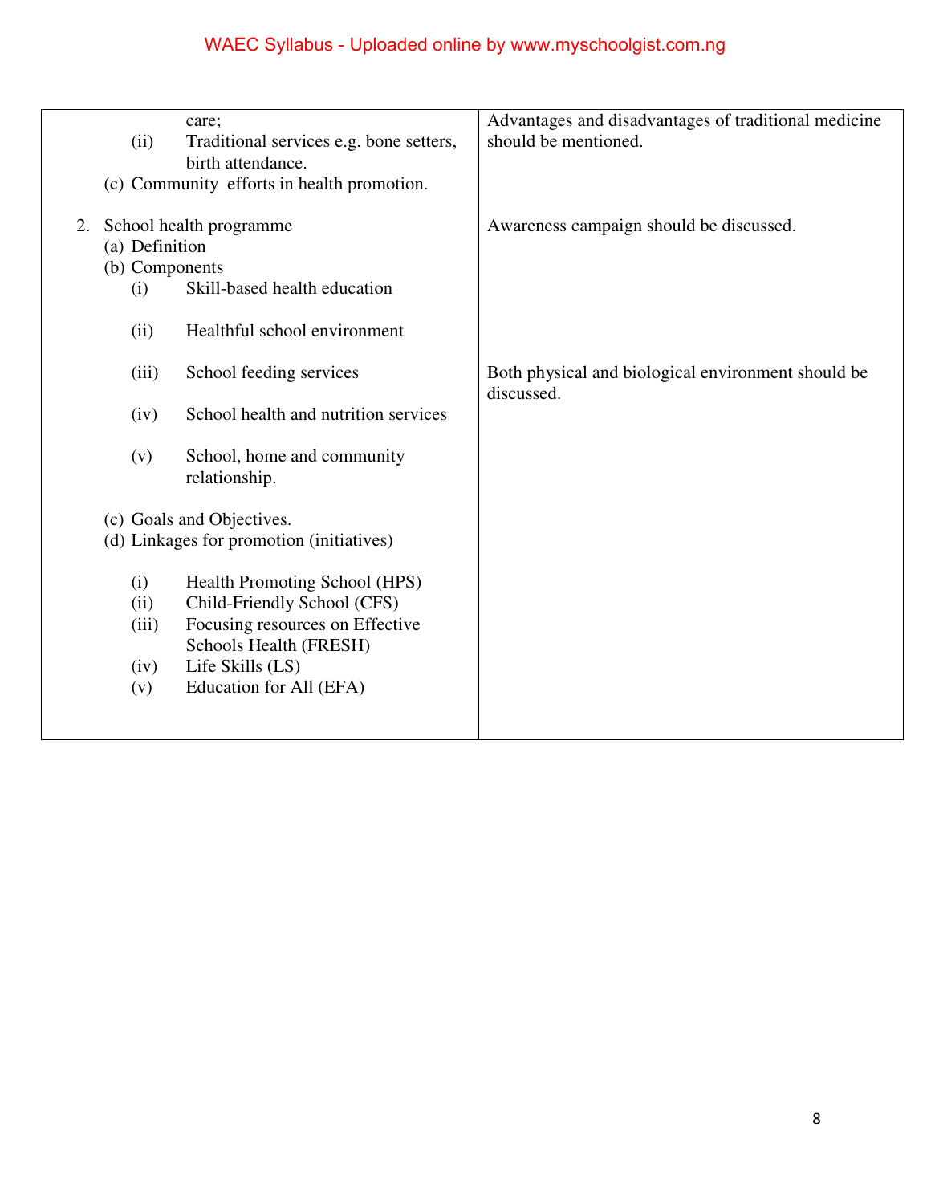| | |
|---|---|
| care;<br>(ii) Traditional services e.g. bone setters, birth attendance.<br>(c) Community efforts in health promotion. | Advantages and disadvantages of traditional medicine should be mentioned. |
| 2. School health programme<br>(a) Definition<br>(b) Components<br>(i) Skill-based health education<br>(ii) Healthful school environment<br>(iii) School feeding services<br>(iv) School health and nutrition services<br>(v) School, home and community relationship.<br>(c) Goals and Objectives.<br>(d) Linkages for promotion (initiatives)<br>(i) Health Promoting School (HPS)<br>(ii) Child-Friendly School (CFS)<br>(iii) Focusing resources on Effective Schools Health (FRESH)<br>(iv) Life Skills (LS)<br>(v) Education for All (EFA) | Awareness campaign should be discussed.<br><br>Both physical and biological environment should be discussed. |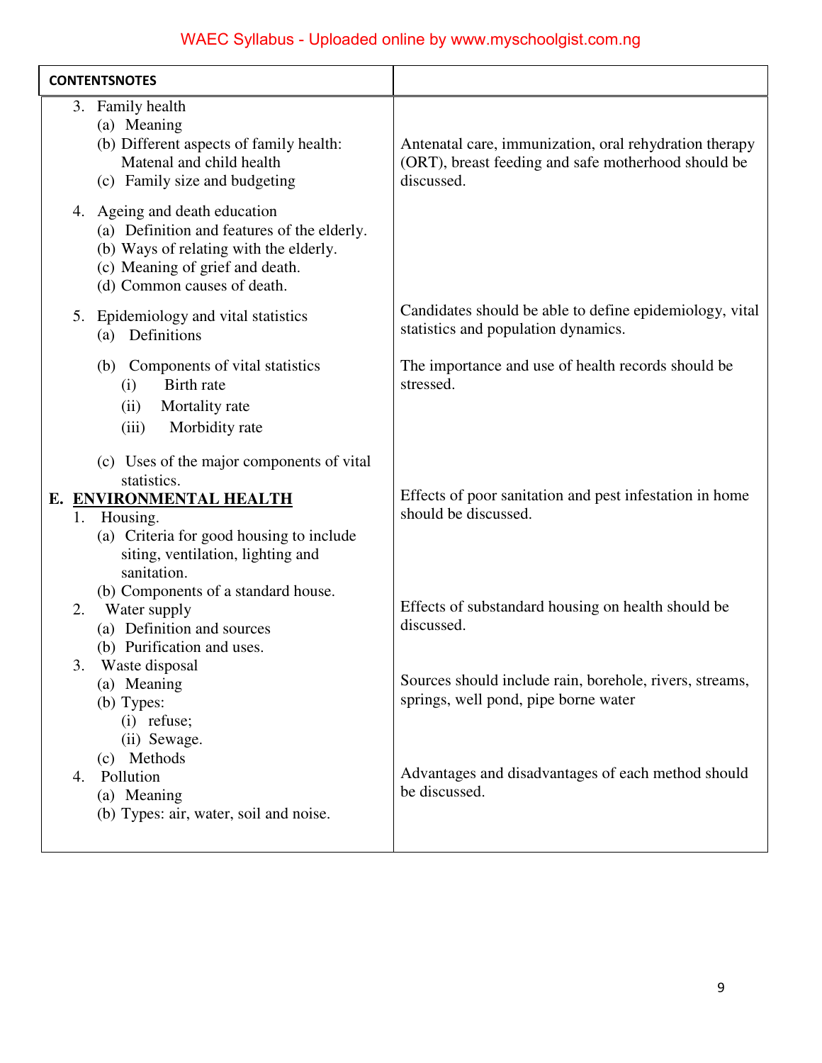| CONTENTSNOTES | |
|---|---|
| 3. Family health<br>(a) Meaning<br>(b) Different aspects of family health: Matenal and child health<br>(c) Family size and budgeting | Antenatal care, immunization, oral rehydration therapy (ORT), breast feeding and safe motherhood should be discussed. |
| 4. Ageing and death education<br>(a) Definition and features of the elderly.<br>(b) Ways of relating with the elderly.<br>(c) Meaning of grief and death.<br>(d) Common causes of death. | |
| 5. Epidemiology and vital statistics<br>(a) Definitions | Candidates should be able to define epidemiology, vital statistics and population dynamics. |
| (b) Components of vital statistics<br>(i) Birth rate<br>(ii) Mortality rate<br>(iii) Morbidity rate | The importance and use of health records should be stressed. |
| (c) Uses of the major components of vital statistics. | |
| **E. ENVIRONMENTAL HEALTH**<br>1. Housing.<br>(a) Criteria for good housing to include siting, ventilation, lighting and sanitation.<br>(b) Components of a standard house. | Effects of poor sanitation and pest infestation in home should be discussed. |
| 2. Water supply<br>(a) Definition and sources<br>(b) Purification and uses. | Effects of substandard housing on health should be discussed. |
| 3. Waste disposal<br>(a) Meaning<br>(b) Types:<br>(i) refuse;<br>(ii) Sewage.<br>(c) Methods | Sources should include rain, borehole, rivers, streams, springs, well pond, pipe borne water |
| 4. Pollution<br>(a) Meaning<br>(b) Types: air, water, soil and noise. | Advantages and disadvantages of each method should be discussed. |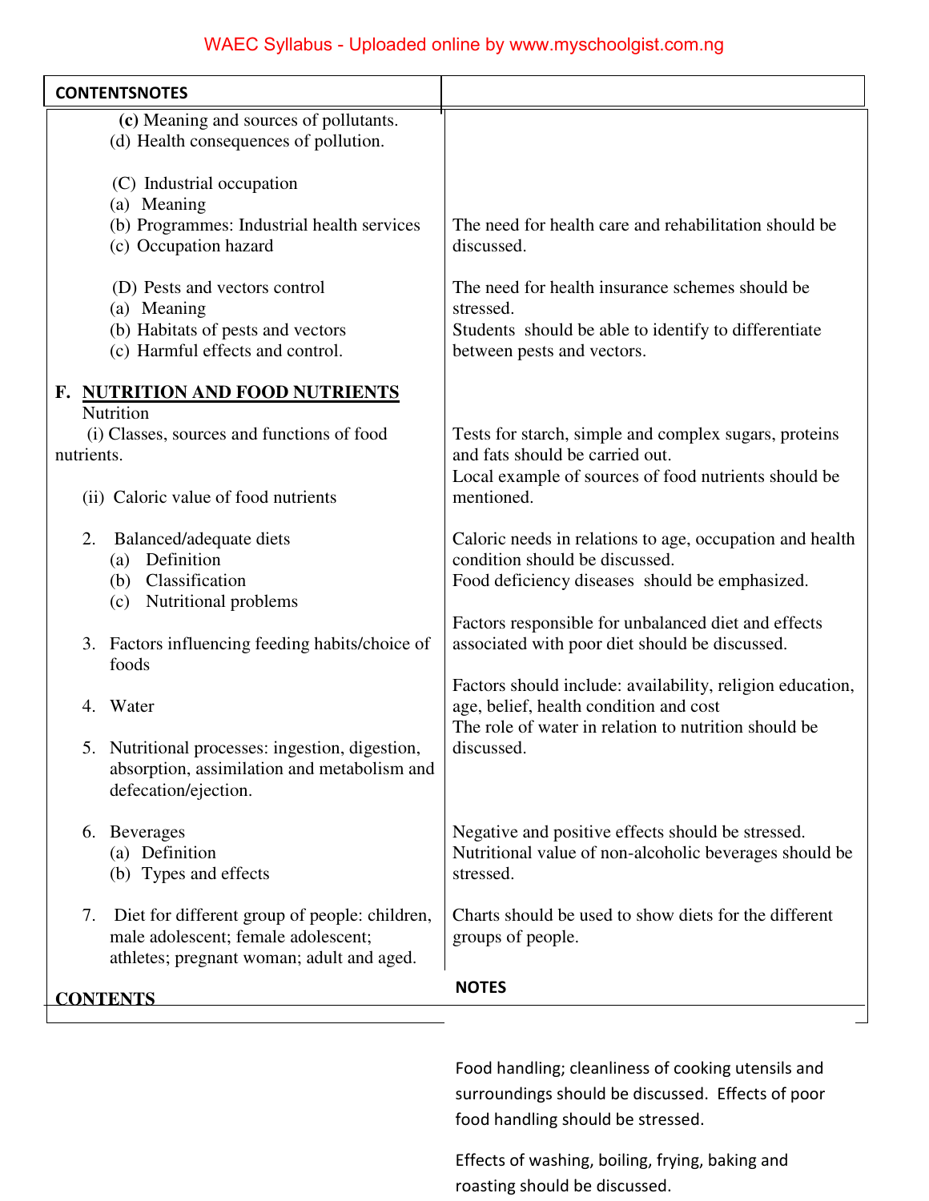| CONTENTS | NOTES |
| --- | --- |
| (c) Meaning and sources of pollutants.<br>(d) Health consequences of pollution. | |
| (C) Industrial occupation<br>(a) Meaning<br>(b) Programmes: Industrial health services<br>(c) Occupation hazard | The need for health care and rehabilitation should be discussed. |
| (D) Pests and vectors control<br>(a) Meaning<br>(b) Habitats of pests and vectors<br>(c) Harmful effects and control. | The need for health insurance schemes should be stressed.<br>Students should be able to identify to differentiate between pests and vectors. |
| **F. NUTRITION AND FOOD NUTRIENTS**<br>Nutrition<br>(i) Classes, sources and functions of food nutrients.<br>(ii) Caloric value of food nutrients | Tests for starch, simple and complex sugars, proteins and fats should be carried out.<br>Local example of sources of food nutrients should be mentioned. |
| 2. Balanced/adequate diets<br>(a) Definition<br>(b) Classification<br>(c) Nutritional problems | Caloric needs in relations to age, occupation and health condition should be discussed.<br>Food deficiency diseases should be emphasized. |
| 3. Factors influencing feeding habits/choice of foods | Factors responsible for unbalanced diet and effects associated with poor diet should be discussed. |
| 4. Water | Factors should include: availability, religion education, age, belief, health condition and cost<br>The role of water in relation to nutrition should be discussed. |
| 5. Nutritional processes: ingestion, digestion, absorption, assimilation and metabolism and defecation/ejection. | |
| 6. Beverages<br>(a) Definition<br>(b) Types and effects | Negative and positive effects should be stressed.<br>Nutritional value of non-alcoholic beverages should be stressed. |
| 7. Diet for different group of people: children, male adolescent; female adolescent; athletes; pregnant woman; adult and aged. | Charts should be used to show diets for the different groups of people. |

| CONTENTS | NOTES |
| --- | --- |
| | Food handling; cleanliness of cooking utensils and surroundings should be discussed. Effects of poor food handling should be stressed.<br>Effects of washing, boiling, frying, baking and roasting should be discussed. |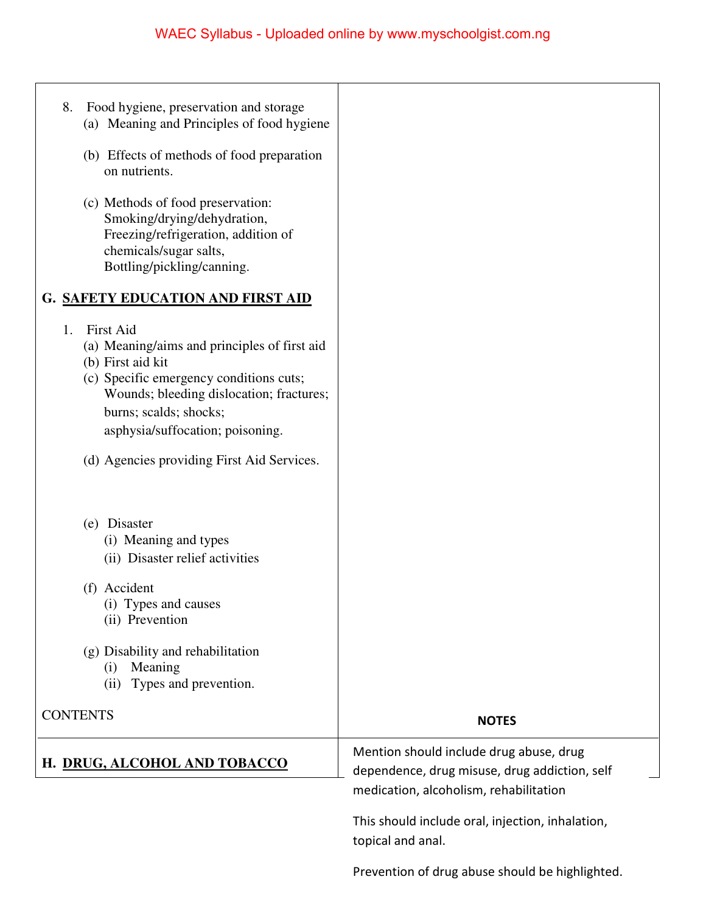| CONTENTS | NOTES |
|---|---|
| 8. Food hygiene, preservation and storage<br>(a) Meaning and Principles of food hygiene<br><br>(b) Effects of methods of food preparation on nutrients.<br><br>(c) Methods of food preservation: Smoking/drying/dehydration, Freezing/refrigeration, addition of chemicals/sugar salts, Bottling/pickling/canning. | |
| **G. SAFETY EDUCATION AND FIRST AID** | |
| 1. First Aid<br>(a) Meaning/aims and principles of first aid<br>(b) First aid kit<br>(c) Specific emergency conditions cuts; Wounds; bleeding dislocation; fractures; burns; scalds; shocks; asphysia/suffocation; poisoning.<br><br>(d) Agencies providing First Aid Services.<br><br>(e) Disaster<br>(i) Meaning and types<br>(ii) Disaster relief activities<br><br>(f) Accident<br>(i) Types and causes<br>(ii) Prevention<br><br>(g) Disability and rehabilitation<br>(i) Meaning<br>(ii) Types and prevention. | |

| CONTENTS | NOTES |
|---|---|
| **H. DRUG, ALCOHOL AND TOBACCO** | Mention should include drug abuse, drug dependence, drug misuse, drug addiction, self medication, alcoholism, rehabilitation<br><br>This should include oral, injection, inhalation, topical and anal.<br><br>Prevention of drug abuse should be highlighted. |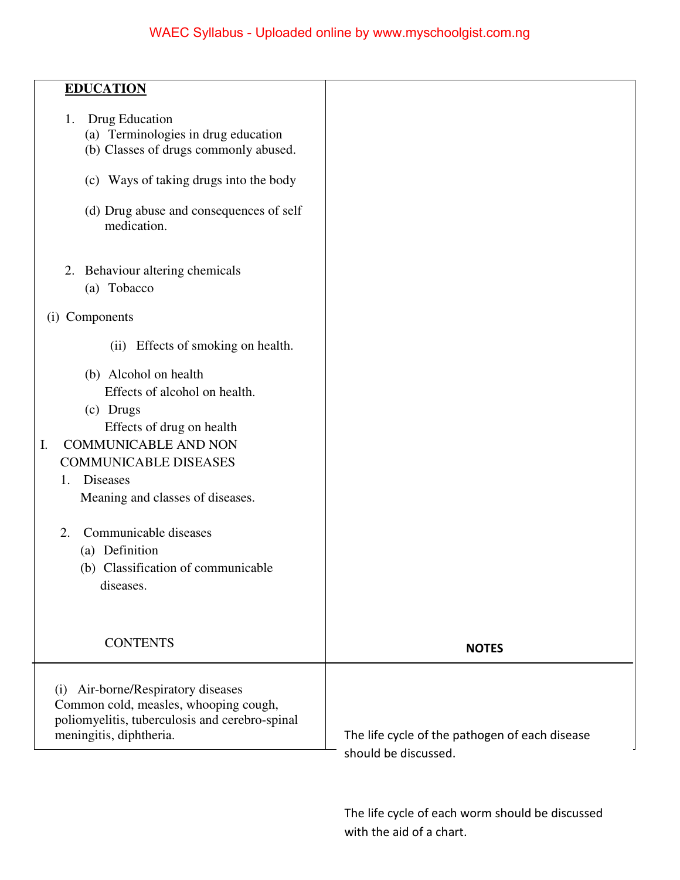| **EDUCATION** | |
|---|---|
| 1. Drug Education<br>(a) Terminologies in drug education<br>(b) Classes of drugs commonly abused.<br>(c) Ways of taking drugs into the body<br>(d) Drug abuse and consequences of self medication.<br><br>2. Behaviour altering chemicals<br>(a) Tobacco<br>(i) Components<br>(ii) Effects of smoking on health.<br>(b) Alcohol on health<br>Effects of alcohol on health.<br>(c) Drugs<br>Effects of drug on health<br>I. COMMUNICABLE AND NON COMMUNICABLE DISEASES<br>1. Diseases<br>Meaning and classes of diseases.<br><br>2. Communicable diseases<br>(a) Definition<br>(b) Classification of communicable diseases. | |

| CONTENTS | NOTES |
|---|---|
| (i) Air-borne/Respiratory diseases<br>Common cold, measles, whooping cough, poliomyelitis, tuberculosis and cerebro-spinal meningitis, diphtheria. | The life cycle of the pathogen of each disease should be discussed. |

The life cycle of each worm should be discussed with the aid of a chart.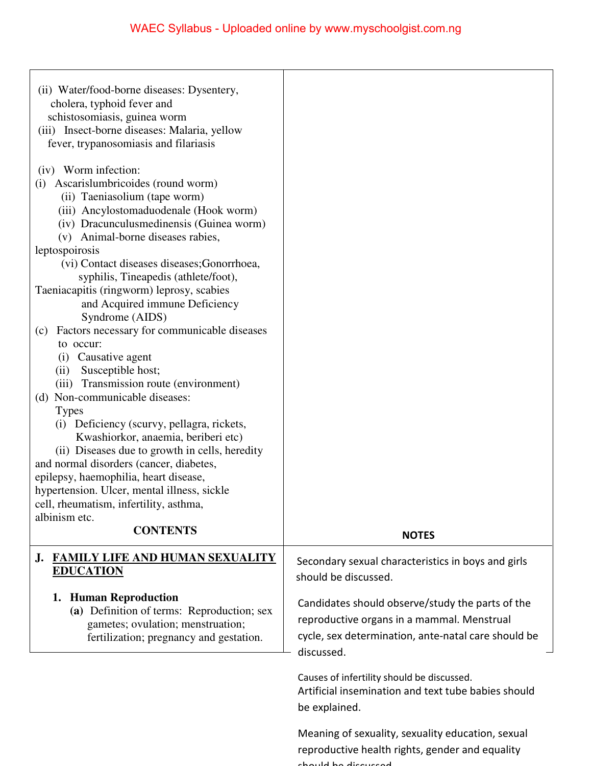| | |
|---|---|
| (ii) Water/food-borne diseases: Dysentery, cholera, typhoid fever and schistosomiasis, guinea worm<br>(iii) Insect-borne diseases: Malaria, yellow fever, trypanosomiasis and filariasis<br><br>(iv) Worm infection:<br>(i) Ascarislumbricoides (round worm)<br>(ii) Taeniasolium (tape worm)<br>(iii) Ancylostomaduodenale (Hook worm)<br>(iv) Dracunculusmedinensis (Guinea worm)<br>(v) Animal-borne diseases rabies, leptospoirosis<br>(vi) Contact diseases diseases;Gonorrhoea, syphilis, Tineapedis (athlete/foot), Taeniacapitis (ringworm) leprosy, scabies and Acquired immune Deficiency Syndrome (AIDS)<br>(c) Factors necessary for communicable diseases to occur:<br>(i) Causative agent<br>(ii) Susceptible host;<br>(iii) Transmission route (environment)<br>(d) Non-communicable diseases:<br>Types<br>(i) Deficiency (scurvy, pellagra, rickets, Kwashiorkor, anaemia, beriberi etc)<br>(ii) Diseases due to growth in cells, heredity and normal disorders (cancer, diabetes, epilepsy, haemophilia, heart disease, hypertension. Ulcer, mental illness, sickle cell, rheumatism, infertility, asthma, albinism etc. | |
| **CONTENTS** | **NOTES** |
| **J. <u>FAMILY LIFE AND HUMAN SEXUALITY EDUCATION</u>**<br><br>**1. Human Reproduction**<br>**(a)** Definition of terms: Reproduction; sex gametes; ovulation; menstruation; fertilization; pregnancy and gestation. | Secondary sexual characteristics in boys and girls should be discussed.<br><br>Candidates should observe/study the parts of the reproductive organs in a mammal. Menstrual cycle, sex determination, ante-natal care should be discussed.<br><br>Causes of infertility should be discussed.<br>Artificial insemination and text tube babies should be explained.<br><br>Meaning of sexuality, sexuality education, sexual reproductive health rights, gender and equality should be discussed. |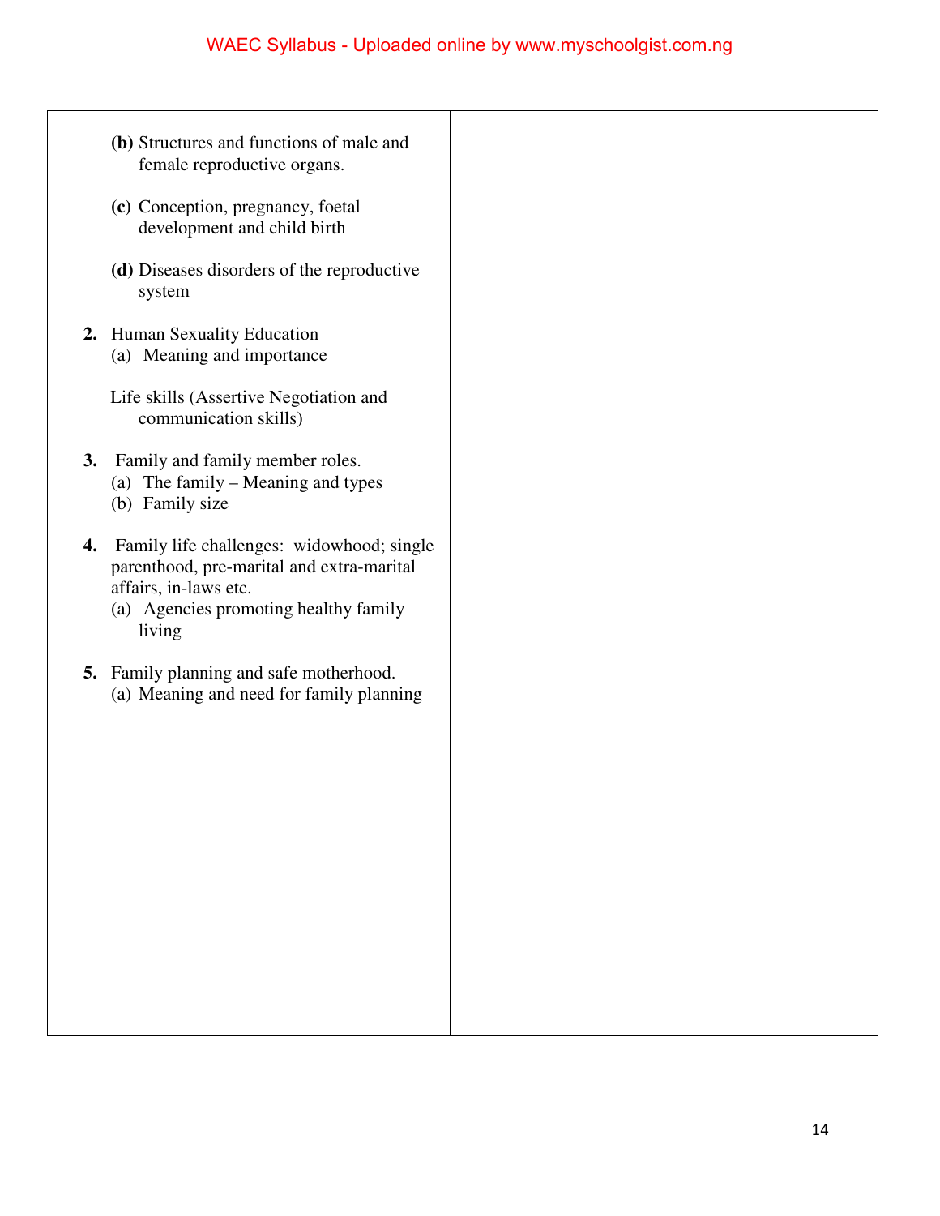| | |
|---|---|
| **(b)** Structures and functions of male and female reproductive organs.<br><br>**(c)** Conception, pregnancy, foetal development and child birth<br><br>**(d)** Diseases disorders of the reproductive system<br><br>**2.** Human Sexuality Education<br>(a) Meaning and importance<br><br>Life skills (Assertive Negotiation and communication skills)<br><br>**3.** Family and family member roles.<br>(a) The family – Meaning and types<br>(b) Family size<br><br>**4.** Family life challenges: widowhood; single parenthood, pre-marital and extra-marital affairs, in-laws etc.<br>(a) Agencies promoting healthy family living<br><br>**5.** Family planning and safe motherhood.<br>(a) Meaning and need for family planning | |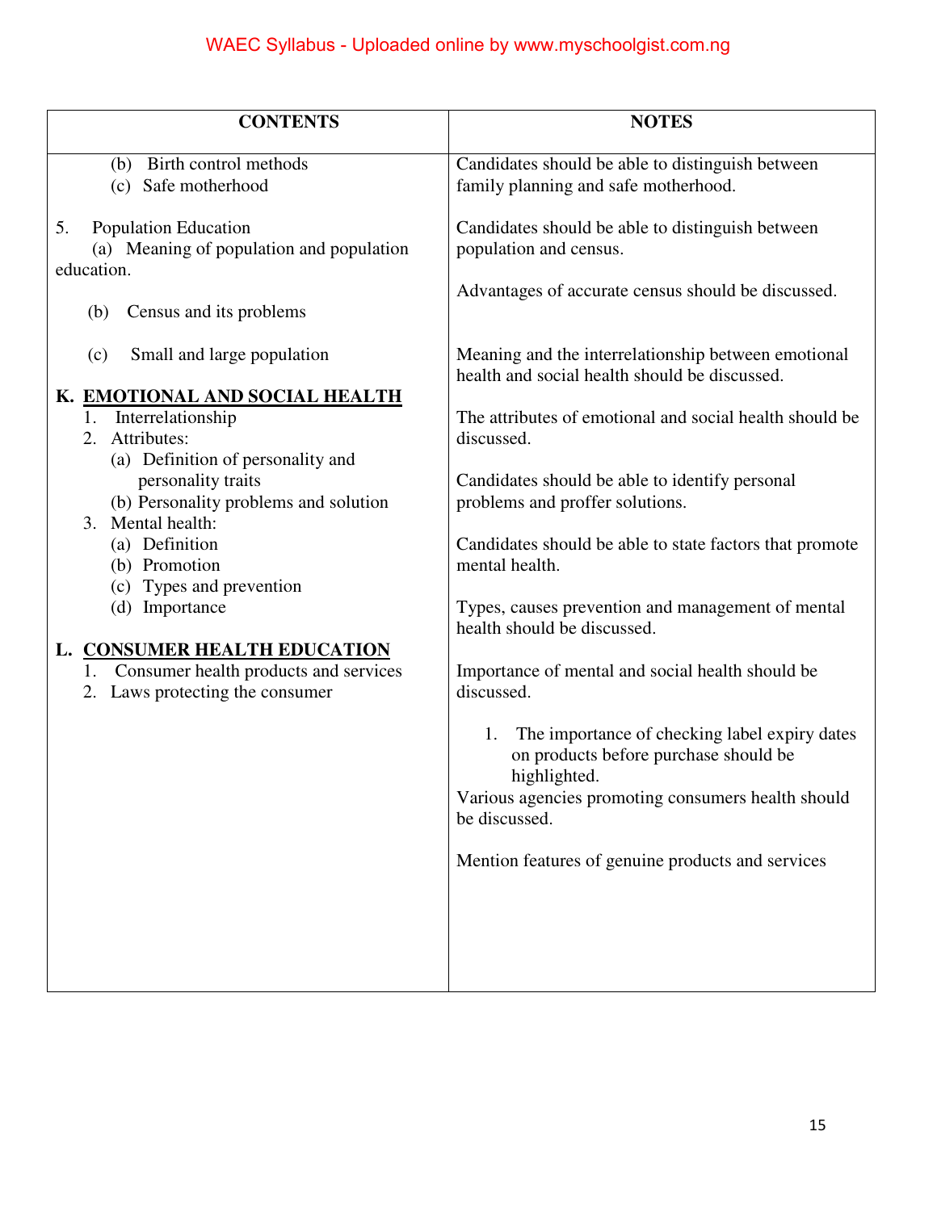| CONTENTS | NOTES |
|---|---|
| (b) Birth control methods<br>(c) Safe motherhood | Candidates should be able to distinguish between family planning and safe motherhood. |
| 5. Population Education<br>(a) Meaning of population and population education. | Candidates should be able to distinguish between population and census. |
| (b) Census and its problems | Advantages of accurate census should be discussed. |
| (c) Small and large population | |
| **K. EMOTIONAL AND SOCIAL HEALTH**<br>1. Interrelationship | Meaning and the interrelationship between emotional health and social health should be discussed. |
| 2. Attributes:<br>(a) Definition of personality and personality traits | The attributes of emotional and social health should be discussed. |
| (b) Personality problems and solution | Candidates should be able to identify personal problems and proffer solutions. |
| 3. Mental health:<br>(a) Definition<br>(b) Promotion | Candidates should be able to state factors that promote mental health. |
| (c) Types and prevention<br>(d) Importance | Types, causes prevention and management of mental health should be discussed. |
| **L. CONSUMER HEALTH EDUCATION**<br>1. Consumer health products and services<br>2. Laws protecting the consumer | Importance of mental and social health should be discussed.<br><br>1. The importance of checking label expiry dates on products before purchase should be highlighted.<br>Various agencies promoting consumers health should be discussed.<br><br>Mention features of genuine products and services |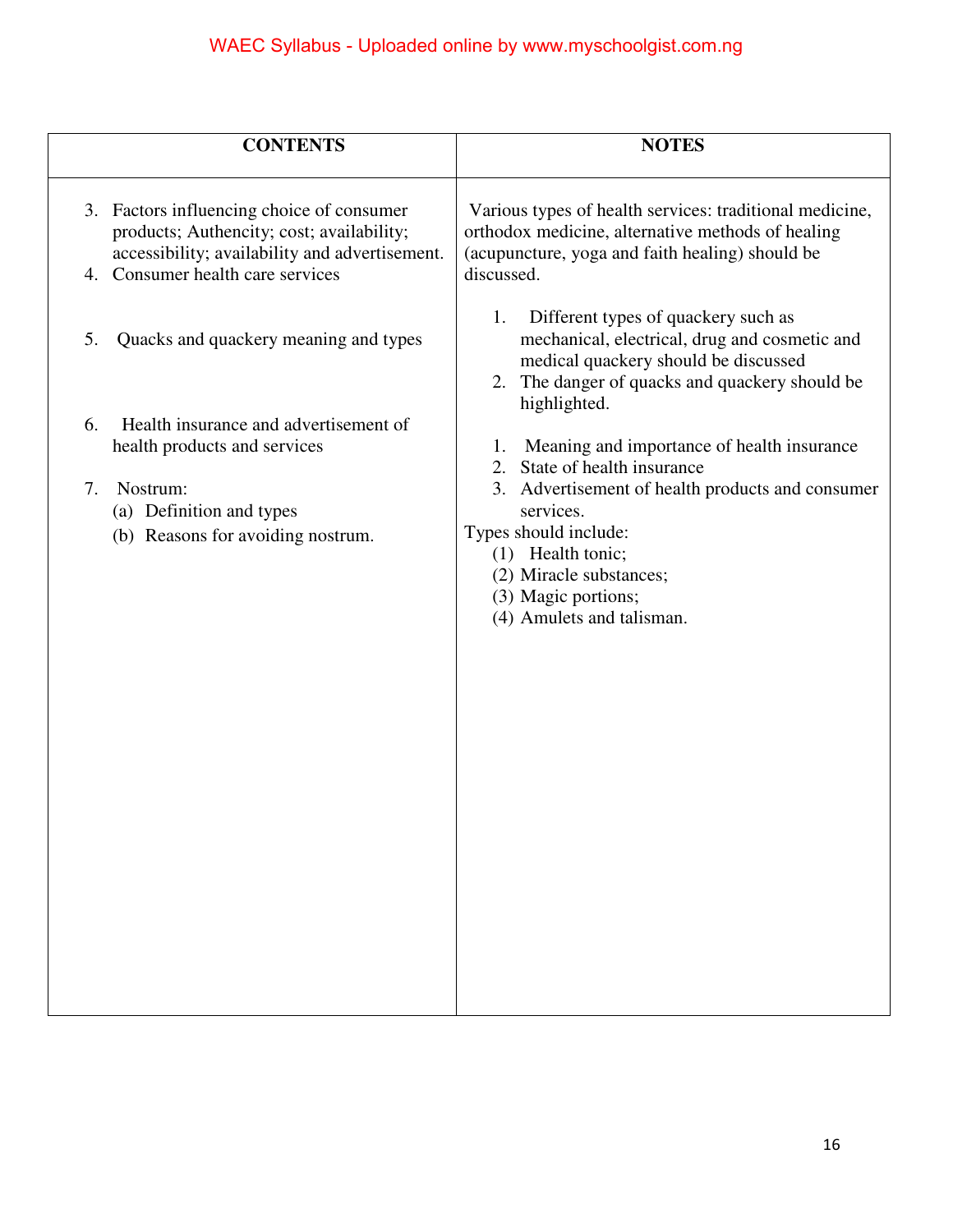| CONTENTS | NOTES |
|---|---|
| 3. Factors influencing choice of consumer products; Authencity; cost; availability; accessibility; availability and advertisement.<br>4. Consumer health care services | Various types of health services: traditional medicine, orthodox medicine, alternative methods of healing (acupuncture, yoga and faith healing) should be discussed. |
| 5. Quacks and quackery meaning and types | 1. Different types of quackery such as mechanical, electrical, drug and cosmetic and medical quackery should be discussed<br>2. The danger of quacks and quackery should be highlighted. |
| 6. Health insurance and advertisement of health products and services | 1. Meaning and importance of health insurance<br>2. State of health insurance<br>3. Advertisement of health products and consumer services. |
| 7. Nostrum:<br>(a) Definition and types<br>(b) Reasons for avoiding nostrum. | Types should include:<br>(1) Health tonic;<br>(2) Miracle substances;<br>(3) Magic portions;<br>(4) Amulets and talisman. |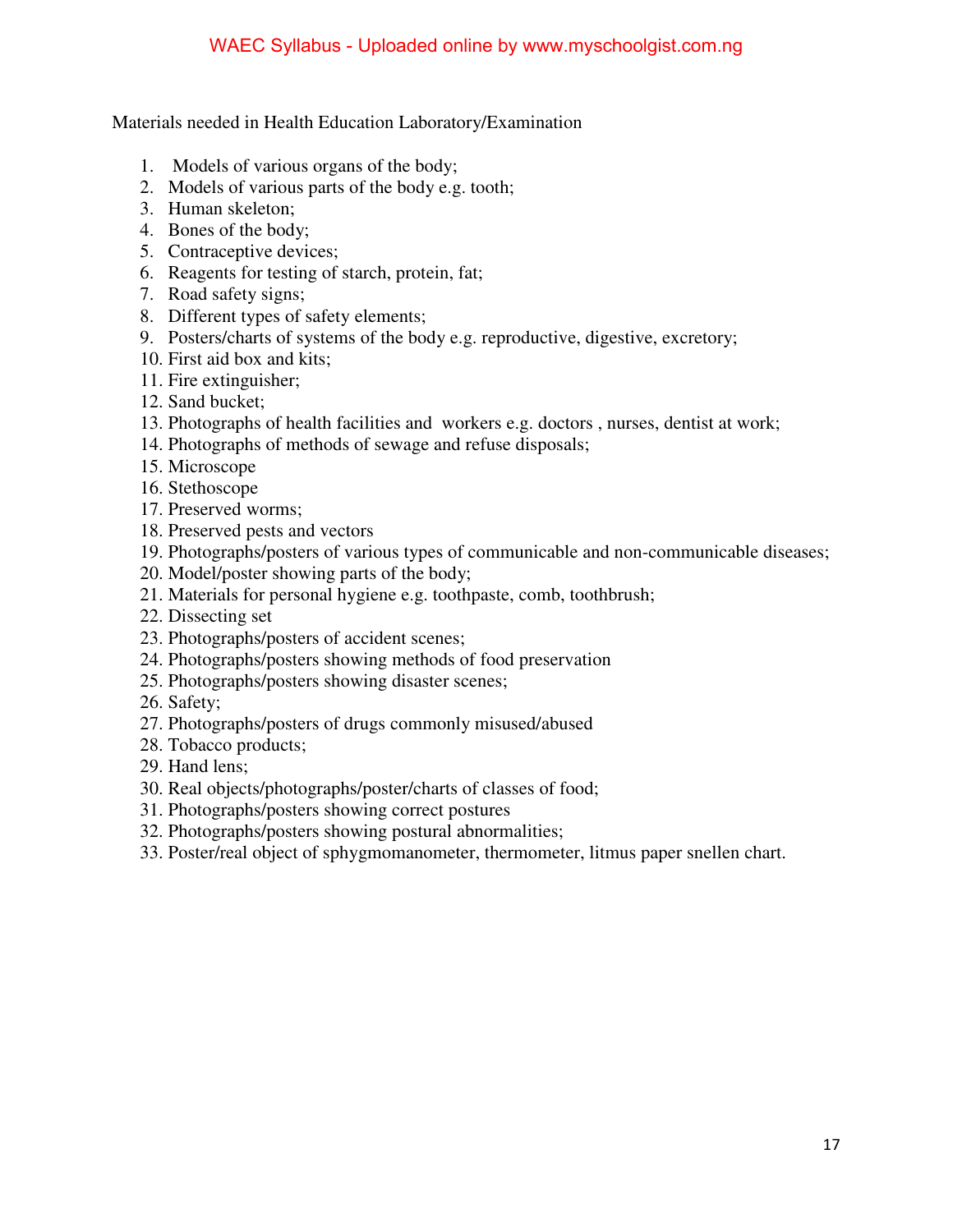Materials needed in Health Education Laboratory/Examination

1. Models of various organs of the body;
2. Models of various parts of the body e.g. tooth;
3. Human skeleton;
4. Bones of the body;
5. Contraceptive devices;
6. Reagents for testing of starch, protein, fat;
7. Road safety signs;
8. Different types of safety elements;
9. Posters/charts of systems of the body e.g. reproductive, digestive, excretory;
10. First aid box and kits;
11. Fire extinguisher;
12. Sand bucket;
13. Photographs of health facilities and workers e.g. doctors , nurses, dentist at work;
14. Photographs of methods of sewage and refuse disposals;
15. Microscope
16. Stethoscope
17. Preserved worms;
18. Preserved pests and vectors
19. Photographs/posters of various types of communicable and non-communicable diseases;
20. Model/poster showing parts of the body;
21. Materials for personal hygiene e.g. toothpaste, comb, toothbrush;
22. Dissecting set
23. Photographs/posters of accident scenes;
24. Photographs/posters showing methods of food preservation
25. Photographs/posters showing disaster scenes;
26. Safety;
27. Photographs/posters of drugs commonly misused/abused
28. Tobacco products;
29. Hand lens;
30. Real objects/photographs/poster/charts of classes of food;
31. Photographs/posters showing correct postures
32. Photographs/posters showing postural abnormalities;
33. Poster/real object of sphygmomanometer, thermometer, litmus paper snellen chart.